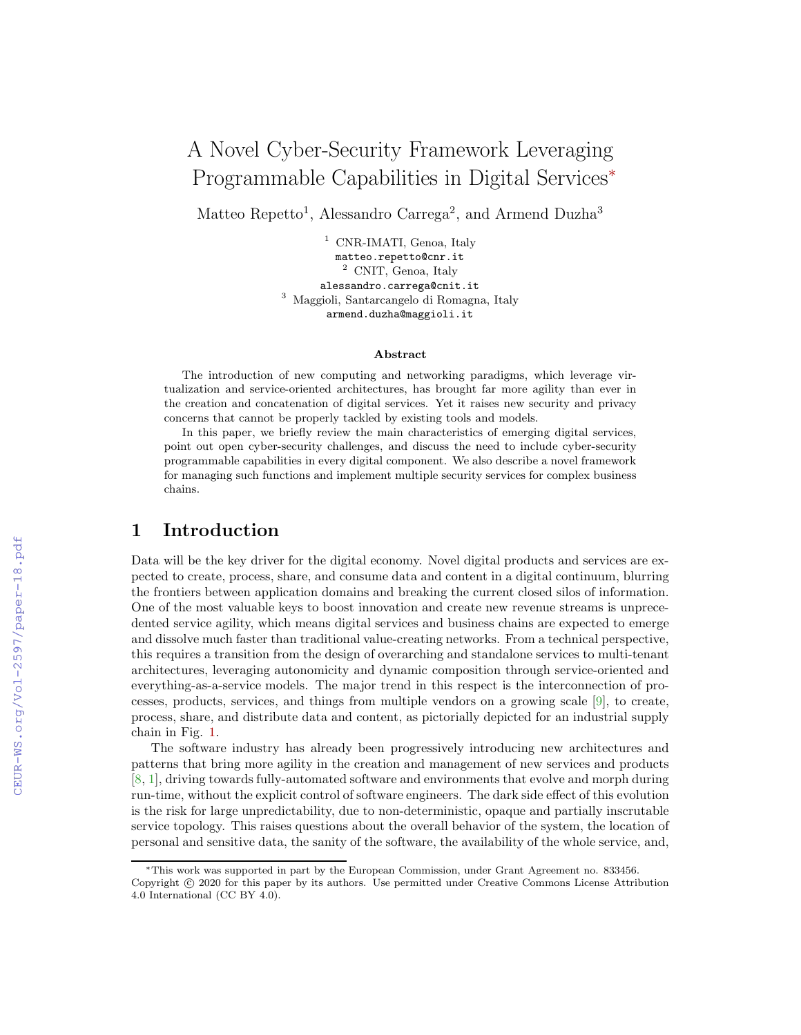# A Novel Cyber-Security Framework Leveraging Programmable Capabilities in Digital Services*

Matteo Repetto[1], Alessandro Carrega[2], and Armend Duzha[3]

[1] CNR-IMATI, Genoa, Italy
matteo.repetto@cnr.it
[2] CNIT, Genoa, Italy
alessandro.carrega@cnit.it
[3] Maggioli, Santarcangelo di Romagna, Italy
armend.duzha@maggioli.it

**Abstract**

The introduction of new computing and networking paradigms, which leverage virtualization and service-oriented architectures, has brought far more agility than ever in the creation and concatenation of digital services. Yet it raises new security and privacy concerns that cannot be properly tackled by existing tools and models.

In this paper, we briefly review the main characteristics of emerging digital services, point out open cyber-security challenges, and discuss the need to include cyber-security programmable capabilities in every digital component. We also describe a novel framework for managing such functions and implement multiple security services for complex business chains.

## 1 Introduction

Data will be the key driver for the digital economy. Novel digital products and services are expected to create, process, share, and consume data and content in a digital continuum, blurring the frontiers between application domains and breaking the current closed silos of information. One of the most valuable keys to boost innovation and create new revenue streams is unprecedented service agility, which means digital services and business chains are expected to emerge and dissolve much faster than traditional value-creating networks. From a technical perspective, this requires a transition from the design of overarching and standalone services to multi-tenant architectures, leveraging autonomicity and dynamic composition through service-oriented and everything-as-a-service models. The major trend in this respect is the interconnection of processes, products, services, and things from multiple vendors on a growing scale [9], to create, process, share, and distribute data and content, as pictorially depicted for an industrial supply chain in Fig. 1.

The software industry has already been progressively introducing new architectures and patterns that bring more agility in the creation and management of new services and products [8, 1], driving towards fully-automated software and environments that evolve and morph during run-time, without the explicit control of software engineers. The dark side effect of this evolution is the risk for large unpredictability, due to non-deterministic, opaque and partially inscrutable service topology. This raises questions about the overall behavior of the system, the location of personal and sensitive data, the sanity of the software, the availability of the whole service, and,

*This work was supported in part by the European Commission, under Grant Agreement no. 833456.
Copyright © 2020 for this paper by its authors. Use permitted under Creative Commons License Attribution 4.0 International (CC BY 4.0).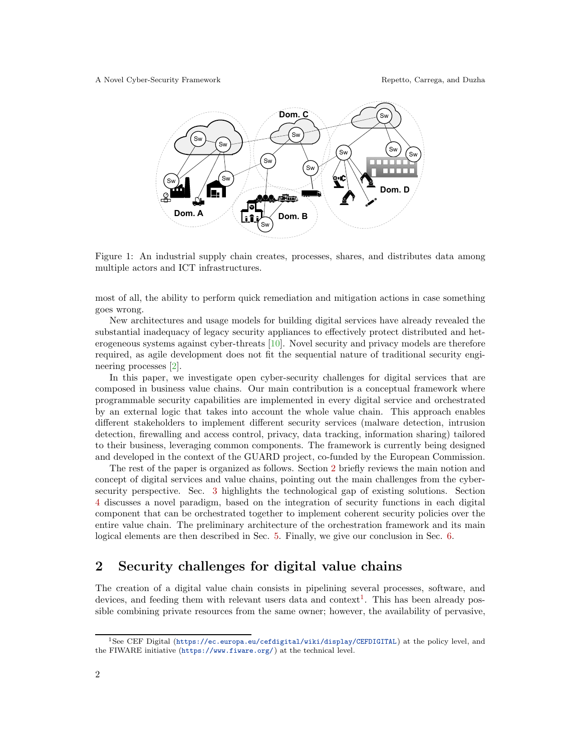Figure 1: An industrial supply chain creates, processes, shares, and distributes data among multiple actors and ICT infrastructures.

most of all, the ability to perform quick remediation and mitigation actions in case something goes wrong.

New architectures and usage models for building digital services have already revealed the substantial inadequacy of legacy security appliances to effectively protect distributed and heterogeneous systems against cyber-threats [10]. Novel security and privacy models are therefore required, as agile development does not fit the sequential nature of traditional security engineering processes [2].

In this paper, we investigate open cyber-security challenges for digital services that are composed in business value chains. Our main contribution is a conceptual framework where programmable security capabilities are implemented in every digital service and orchestrated by an external logic that takes into account the whole value chain. This approach enables different stakeholders to implement different security services (malware detection, intrusion detection, firewalling and access control, privacy, data tracking, information sharing) tailored to their business, leveraging common components. The framework is currently being designed and developed in the context of the GUARD project, co-funded by the European Commission.

The rest of the paper is organized as follows. Section 2 briefly reviews the main notion and concept of digital services and value chains, pointing out the main challenges from the cyber-security perspective. Sec. 3 highlights the technological gap of existing solutions. Section 4 discusses a novel paradigm, based on the integration of security functions in each digital component that can be orchestrated together to implement coherent security policies over the entire value chain. The preliminary architecture of the orchestration framework and its main logical elements are then described in Sec. 5. Finally, we give our conclusion in Sec. 6.

## 2 Security challenges for digital value chains

The creation of a digital value chain consists in pipelining several processes, software, and devices, and feeding them with relevant users data and context[1]. This has been already possible combining private resources from the same owner; however, the availability of pervasive,

[1] See CEF Digital (https://ec.europa.eu/cefdigital/wiki/display/CEFDIGITAL) at the policy level, and the FIWARE initiative (https://www.fiware.org/) at the technical level.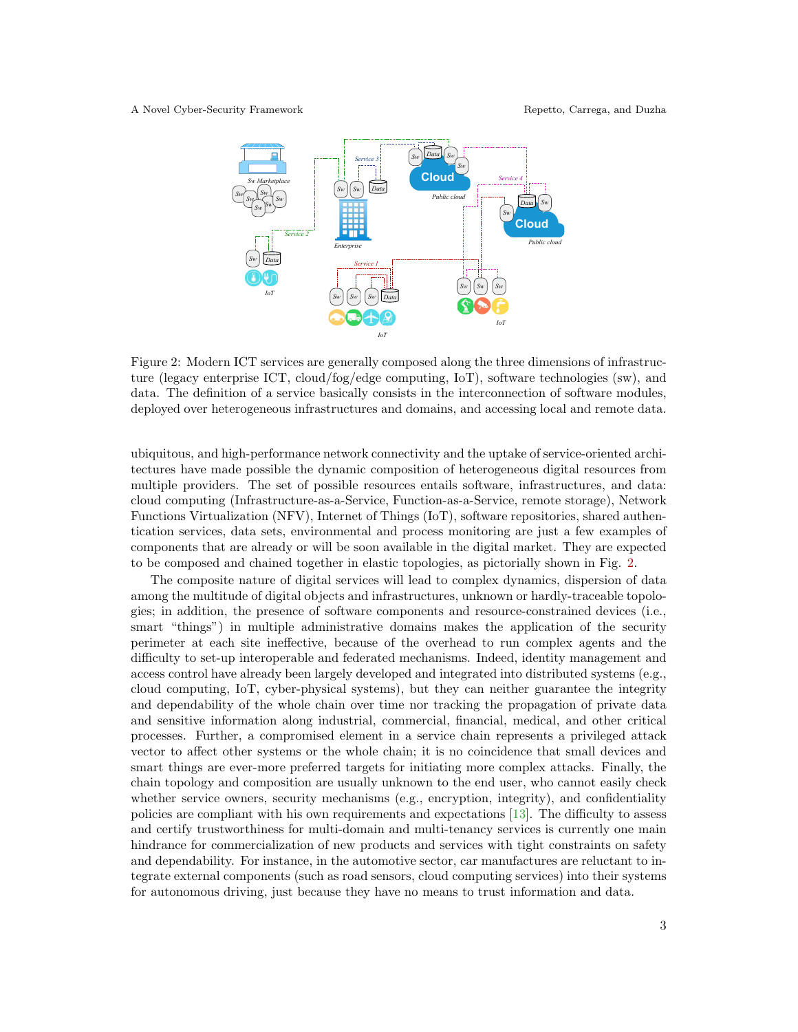Figure 2: Modern ICT services are generally composed along the three dimensions of infrastructure (legacy enterprise ICT, cloud/fog/edge computing, IoT), software technologies (sw), and data. The definition of a service basically consists in the interconnection of software modules, deployed over heterogeneous infrastructures and domains, and accessing local and remote data.

ubiquitous, and high-performance network connectivity and the uptake of service-oriented architectures have made possible the dynamic composition of heterogeneous digital resources from multiple providers. The set of possible resources entails software, infrastructures, and data: cloud computing (Infrastructure-as-a-Service, Function-as-a-Service, remote storage), Network Functions Virtualization (NFV), Internet of Things (IoT), software repositories, shared authentication services, data sets, environmental and process monitoring are just a few examples of components that are already or will be soon available in the digital market. They are expected to be composed and chained together in elastic topologies, as pictorially shown in Fig. 2.

The composite nature of digital services will lead to complex dynamics, dispersion of data among the multitude of digital objects and infrastructures, unknown or hardly-traceable topologies; in addition, the presence of software components and resource-constrained devices (i.e., smart "things") in multiple administrative domains makes the application of the security perimeter at each site ineffective, because of the overhead to run complex agents and the difficulty to set-up interoperable and federated mechanisms. Indeed, identity management and access control have already been largely developed and integrated into distributed systems (e.g., cloud computing, IoT, cyber-physical systems), but they can neither guarantee the integrity and dependability of the whole chain over time nor tracking the propagation of private data and sensitive information along industrial, commercial, financial, medical, and other critical processes. Further, a compromised element in a service chain represents a privileged attack vector to affect other systems or the whole chain; it is no coincidence that small devices and smart things are ever-more preferred targets for initiating more complex attacks. Finally, the chain topology and composition are usually unknown to the end user, who cannot easily check whether service owners, security mechanisms (e.g., encryption, integrity), and confidentiality policies are compliant with his own requirements and expectations [13]. The difficulty to assess and certify trustworthiness for multi-domain and multi-tenancy services is currently one main hindrance for commercialization of new products and services with tight constraints on safety and dependability. For instance, in the automotive sector, car manufactures are reluctant to integrate external components (such as road sensors, cloud computing services) into their systems for autonomous driving, just because they have no means to trust information and data.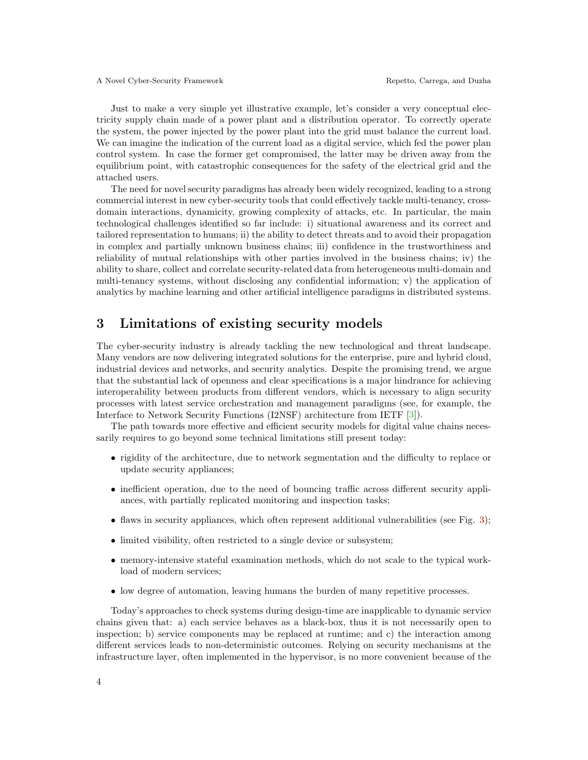Just to make a very simple yet illustrative example, let's consider a very conceptual electricity supply chain made of a power plant and a distribution operator. To correctly operate the system, the power injected by the power plant into the grid must balance the current load. We can imagine the indication of the current load as a digital service, which fed the power plan control system. In case the former get compromised, the latter may be driven away from the equilibrium point, with catastrophic consequences for the safety of the electrical grid and the attached users.

The need for novel security paradigms has already been widely recognized, leading to a strong commercial interest in new cyber-security tools that could effectively tackle multi-tenancy, cross-domain interactions, dynamicity, growing complexity of attacks, etc. In particular, the main technological challenges identified so far include: i) situational awareness and its correct and tailored representation to humans; ii) the ability to detect threats and to avoid their propagation in complex and partially unknown business chains; iii) confidence in the trustworthiness and reliability of mutual relationships with other parties involved in the business chains; iv) the ability to share, collect and correlate security-related data from heterogeneous multi-domain and multi-tenancy systems, without disclosing any confidential information; v) the application of analytics by machine learning and other artificial intelligence paradigms in distributed systems.

# 3 Limitations of existing security models

The cyber-security industry is already tackling the new technological and threat landscape. Many vendors are now delivering integrated solutions for the enterprise, pure and hybrid cloud, industrial devices and networks, and security analytics. Despite the promising trend, we argue that the substantial lack of openness and clear specifications is a major hindrance for achieving interoperability between products from different vendors, which is necessary to align security processes with latest service orchestration and management paradigms (see, for example, the Interface to Network Security Functions (I2NSF) architecture from IETF [3]).

The path towards more effective and efficient security models for digital value chains necessarily requires to go beyond some technical limitations still present today:

- rigidity of the architecture, due to network segmentation and the difficulty to replace or update security appliances;
- inefficient operation, due to the need of bouncing traffic across different security appliances, with partially replicated monitoring and inspection tasks;
- flaws in security appliances, which often represent additional vulnerabilities (see Fig. 3);
- limited visibility, often restricted to a single device or subsystem;
- memory-intensive stateful examination methods, which do not scale to the typical workload of modern services;
- low degree of automation, leaving humans the burden of many repetitive processes.

Today's approaches to check systems during design-time are inapplicable to dynamic service chains given that: a) each service behaves as a black-box, thus it is not necessarily open to inspection; b) service components may be replaced at runtime; and c) the interaction among different services leads to non-deterministic outcomes. Relying on security mechanisms at the infrastructure layer, often implemented in the hypervisor, is no more convenient because of the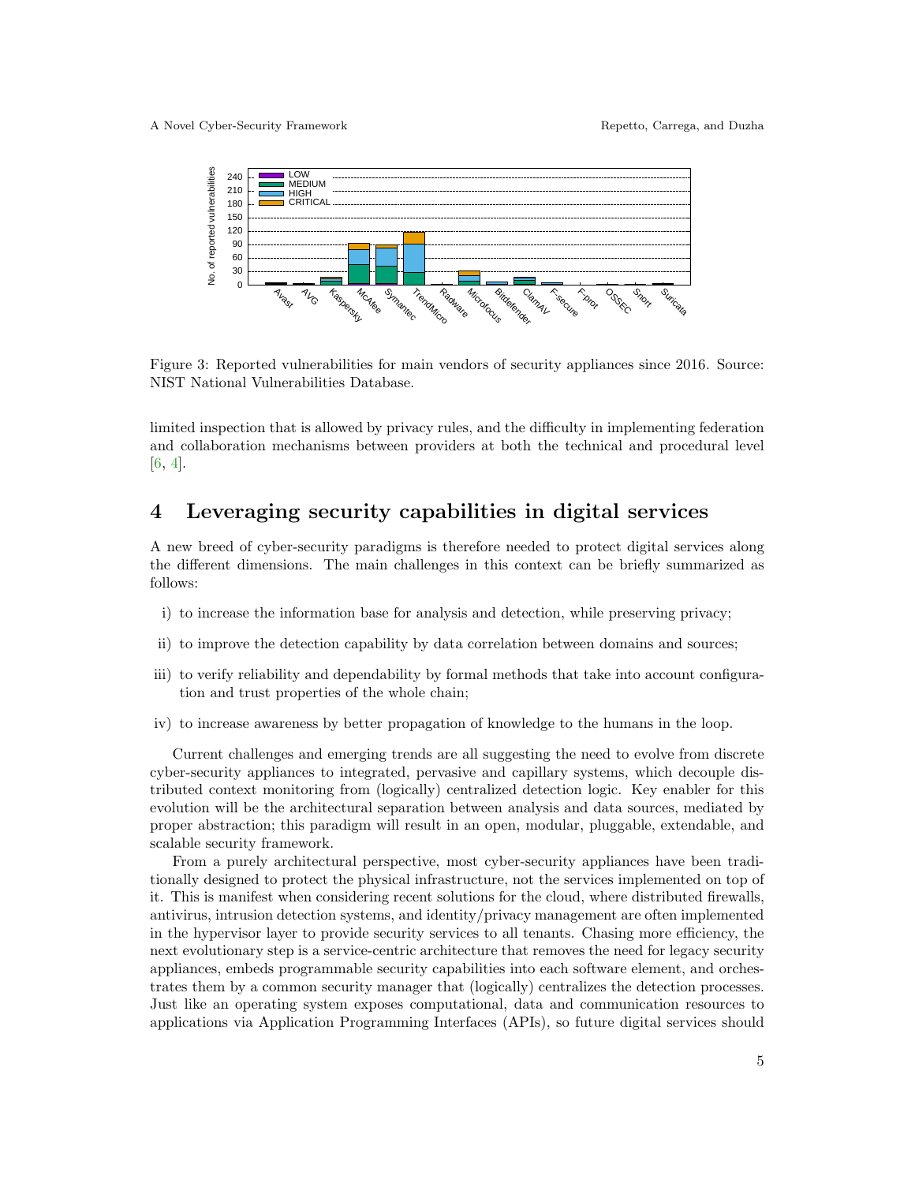Figure 3: Reported vulnerabilities for main vendors of security appliances since 2016. Source: NIST National Vulnerabilities Database.

limited inspection that is allowed by privacy rules, and the difficulty in implementing federation and collaboration mechanisms between providers at both the technical and procedural level [6, 4].

## 4 Leveraging security capabilities in digital services

A new breed of cyber-security paradigms is therefore needed to protect digital services along the different dimensions. The main challenges in this context can be briefly summarized as follows:

i) to increase the information base for analysis and detection, while preserving privacy;

ii) to improve the detection capability by data correlation between domains and sources;

iii) to verify reliability and dependability by formal methods that take into account configuration and trust properties of the whole chain;

iv) to increase awareness by better propagation of knowledge to the humans in the loop.

Current challenges and emerging trends are all suggesting the need to evolve from discrete cyber-security appliances to integrated, pervasive and capillary systems, which decouple distributed context monitoring from (logically) centralized detection logic. Key enabler for this evolution will be the architectural separation between analysis and data sources, mediated by proper abstraction; this paradigm will result in an open, modular, pluggable, extendable, and scalable security framework.

From a purely architectural perspective, most cyber-security appliances have been traditionally designed to protect the physical infrastructure, not the services implemented on top of it. This is manifest when considering recent solutions for the cloud, where distributed firewalls, antivirus, intrusion detection systems, and identity/privacy management are often implemented in the hypervisor layer to provide security services to all tenants. Chasing more efficiency, the next evolutionary step is a service-centric architecture that removes the need for legacy security appliances, embeds programmable security capabilities into each software element, and orchestrates them by a common security manager that (logically) centralizes the detection processes. Just like an operating system exposes computational, data and communication resources to applications via Application Programming Interfaces (APIs), so future digital services should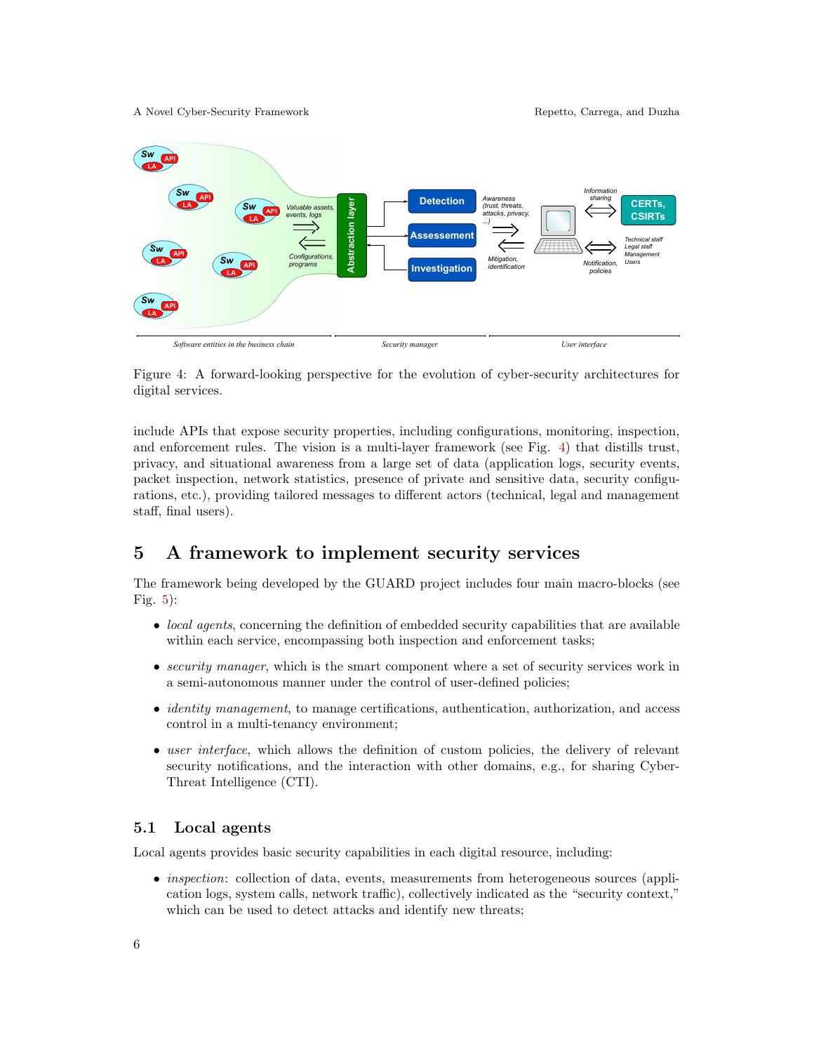Figure 4: A forward-looking perspective for the evolution of cyber-security architectures for digital services.

include APIs that expose security properties, including configurations, monitoring, inspection, and enforcement rules. The vision is a multi-layer framework (see Fig. 4) that distills trust, privacy, and situational awareness from a large set of data (application logs, security events, packet inspection, network statistics, presence of private and sensitive data, security configurations, etc.), providing tailored messages to different actors (technical, legal and management staff, final users).

## 5 A framework to implement security services

The framework being developed by the GUARD project includes four main macro-blocks (see Fig. 5):

- *local agents*, concerning the definition of embedded security capabilities that are available within each service, encompassing both inspection and enforcement tasks;
- *security manager*, which is the smart component where a set of security services work in a semi-autonomous manner under the control of user-defined policies;
- *identity management*, to manage certifications, authentication, authorization, and access control in a multi-tenancy environment;
- *user interface*, which allows the definition of custom policies, the delivery of relevant security notifications, and the interaction with other domains, e.g., for sharing Cyber-Threat Intelligence (CTI).

### 5.1 Local agents

Local agents provides basic security capabilities in each digital resource, including:

- *inspection*: collection of data, events, measurements from heterogeneous sources (application logs, system calls, network traffic), collectively indicated as the "security context," which can be used to detect attacks and identify new threats;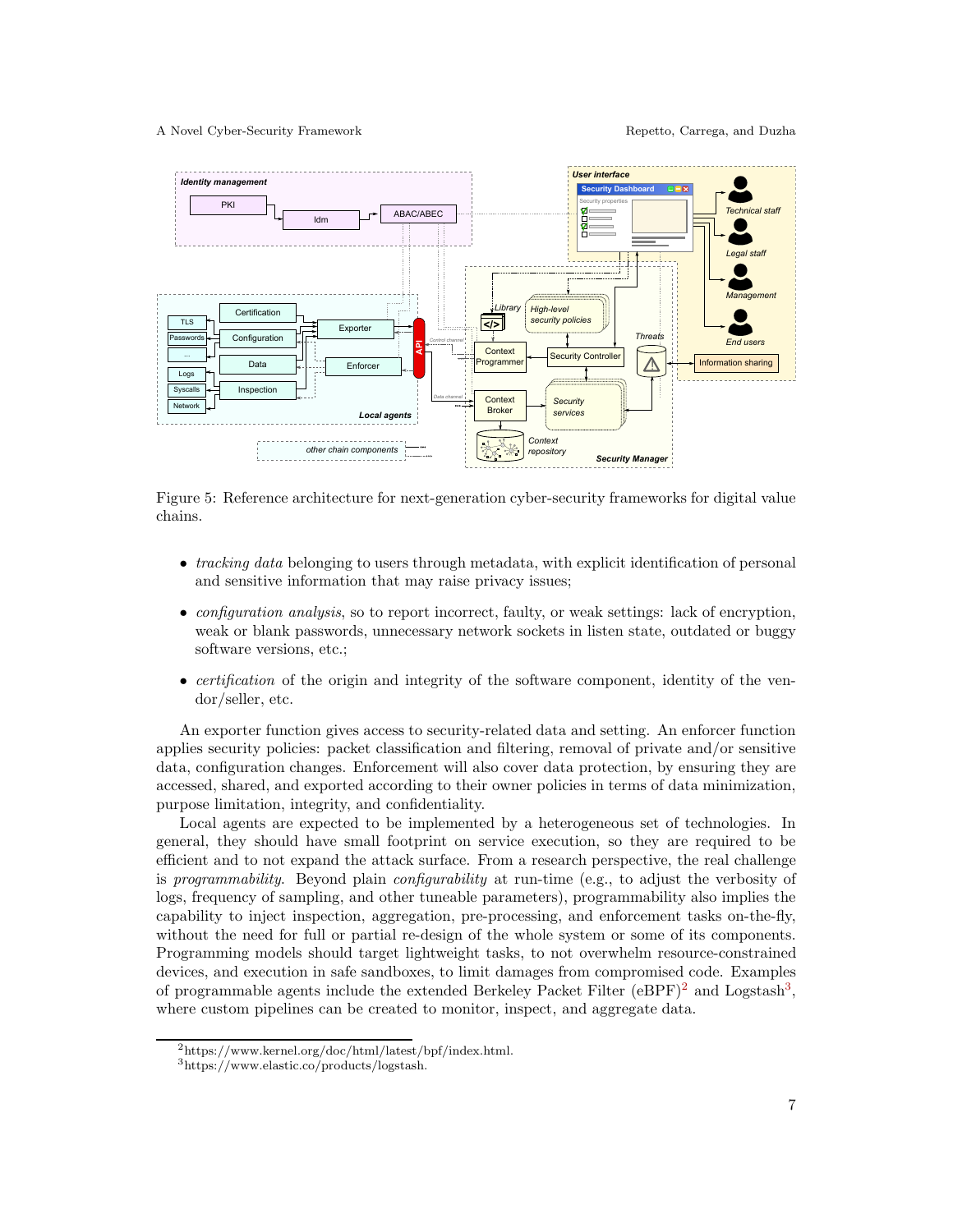Figure 5: Reference architecture for next-generation cyber-security frameworks for digital value chains.

- *tracking data* belonging to users through metadata, with explicit identification of personal and sensitive information that may raise privacy issues;
- *configuration analysis*, so to report incorrect, faulty, or weak settings: lack of encryption, weak or blank passwords, unnecessary network sockets in listen state, outdated or buggy software versions, etc.;
- *certification* of the origin and integrity of the software component, identity of the vendor/seller, etc.

An exporter function gives access to security-related data and setting. An enforcer function applies security policies: packet classification and filtering, removal of private and/or sensitive data, configuration changes. Enforcement will also cover data protection, by ensuring they are accessed, shared, and exported according to their owner policies in terms of data minimization, purpose limitation, integrity, and confidentiality.

Local agents are expected to be implemented by a heterogeneous set of technologies. In general, they should have small footprint on service execution, so they are required to be efficient and to not expand the attack surface. From a research perspective, the real challenge is *programmability*. Beyond plain *configurability* at run-time (e.g., to adjust the verbosity of logs, frequency of sampling, and other tuneable parameters), programmability also implies the capability to inject inspection, aggregation, pre-processing, and enforcement tasks on-the-fly, without the need for full or partial re-design of the whole system or some of its components. Programming models should target lightweight tasks, to not overwhelm resource-constrained devices, and execution in safe sandboxes, to limit damages from compromised code. Examples of programmable agents include the extended Berkeley Packet Filter (eBPF)[2] and Logstash[3], where custom pipelines can be created to monitor, inspect, and aggregate data.

[2] https://www.kernel.org/doc/html/latest/bpf/index.html.

[3] https://www.elastic.co/products/logstash.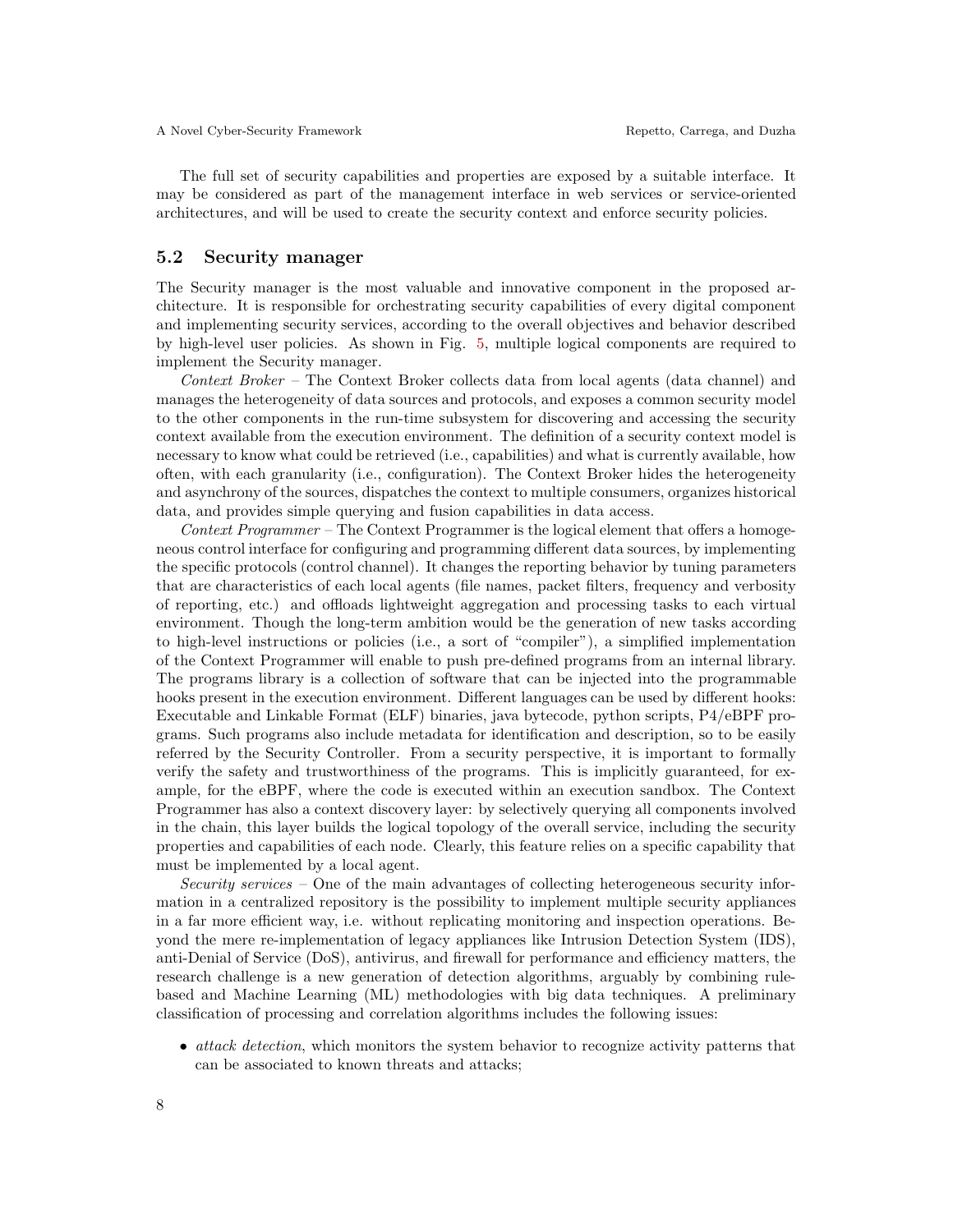The full set of security capabilities and properties are exposed by a suitable interface. It may be considered as part of the management interface in web services or service-oriented architectures, and will be used to create the security context and enforce security policies.

## 5.2 Security manager

The Security manager is the most valuable and innovative component in the proposed architecture. It is responsible for orchestrating security capabilities of every digital component and implementing security services, according to the overall objectives and behavior described by high-level user policies. As shown in Fig. 5, multiple logical components are required to implement the Security manager.

*Context Broker* – The Context Broker collects data from local agents (data channel) and manages the heterogeneity of data sources and protocols, and exposes a common security model to the other components in the run-time subsystem for discovering and accessing the security context available from the execution environment. The definition of a security context model is necessary to know what could be retrieved (i.e., capabilities) and what is currently available, how often, with each granularity (i.e., configuration). The Context Broker hides the heterogeneity and asynchrony of the sources, dispatches the context to multiple consumers, organizes historical data, and provides simple querying and fusion capabilities in data access.

*Context Programmer* – The Context Programmer is the logical element that offers a homogeneous control interface for configuring and programming different data sources, by implementing the specific protocols (control channel). It changes the reporting behavior by tuning parameters that are characteristics of each local agents (file names, packet filters, frequency and verbosity of reporting, etc.) and offloads lightweight aggregation and processing tasks to each virtual environment. Though the long-term ambition would be the generation of new tasks according to high-level instructions or policies (i.e., a sort of "compiler"), a simplified implementation of the Context Programmer will enable to push pre-defined programs from an internal library. The programs library is a collection of software that can be injected into the programmable hooks present in the execution environment. Different languages can be used by different hooks: Executable and Linkable Format (ELF) binaries, java bytecode, python scripts, P4/eBPF programs. Such programs also include metadata for identification and description, so to be easily referred by the Security Controller. From a security perspective, it is important to formally verify the safety and trustworthiness of the programs. This is implicitly guaranteed, for example, for the eBPF, where the code is executed within an execution sandbox. The Context Programmer has also a context discovery layer: by selectively querying all components involved in the chain, this layer builds the logical topology of the overall service, including the security properties and capabilities of each node. Clearly, this feature relies on a specific capability that must be implemented by a local agent.

*Security services* – One of the main advantages of collecting heterogeneous security information in a centralized repository is the possibility to implement multiple security appliances in a far more efficient way, i.e. without replicating monitoring and inspection operations. Beyond the mere re-implementation of legacy appliances like Intrusion Detection System (IDS), anti-Denial of Service (DoS), antivirus, and firewall for performance and efficiency matters, the research challenge is a new generation of detection algorithms, arguably by combining rule-based and Machine Learning (ML) methodologies with big data techniques. A preliminary classification of processing and correlation algorithms includes the following issues:

- *attack detection*, which monitors the system behavior to recognize activity patterns that can be associated to known threats and attacks;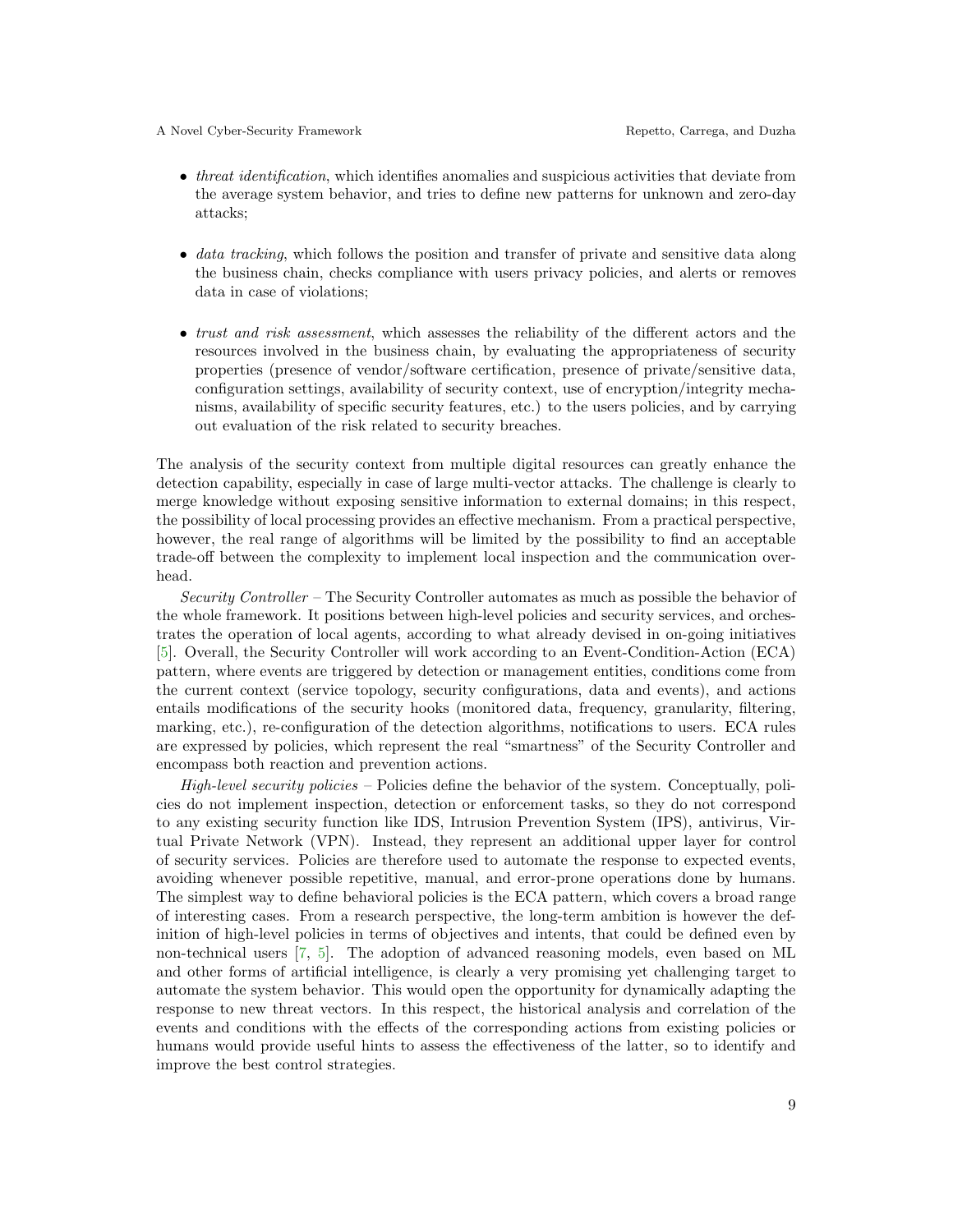- *threat identification*, which identifies anomalies and suspicious activities that deviate from the average system behavior, and tries to define new patterns for unknown and zero-day attacks;
- *data tracking*, which follows the position and transfer of private and sensitive data along the business chain, checks compliance with users privacy policies, and alerts or removes data in case of violations;
- *trust and risk assessment*, which assesses the reliability of the different actors and the resources involved in the business chain, by evaluating the appropriateness of security properties (presence of vendor/software certification, presence of private/sensitive data, configuration settings, availability of security context, use of encryption/integrity mechanisms, availability of specific security features, etc.) to the users policies, and by carrying out evaluation of the risk related to security breaches.

The analysis of the security context from multiple digital resources can greatly enhance the detection capability, especially in case of large multi-vector attacks. The challenge is clearly to merge knowledge without exposing sensitive information to external domains; in this respect, the possibility of local processing provides an effective mechanism. From a practical perspective, however, the real range of algorithms will be limited by the possibility to find an acceptable trade-off between the complexity to implement local inspection and the communication overhead.

*Security Controller* – The Security Controller automates as much as possible the behavior of the whole framework. It positions between high-level policies and security services, and orchestrates the operation of local agents, according to what already devised in on-going initiatives [5]. Overall, the Security Controller will work according to an Event-Condition-Action (ECA) pattern, where events are triggered by detection or management entities, conditions come from the current context (service topology, security configurations, data and events), and actions entails modifications of the security hooks (monitored data, frequency, granularity, filtering, marking, etc.), re-configuration of the detection algorithms, notifications to users. ECA rules are expressed by policies, which represent the real "smartness" of the Security Controller and encompass both reaction and prevention actions.

*High-level security policies* – Policies define the behavior of the system. Conceptually, policies do not implement inspection, detection or enforcement tasks, so they do not correspond to any existing security function like IDS, Intrusion Prevention System (IPS), antivirus, Virtual Private Network (VPN). Instead, they represent an additional upper layer for control of security services. Policies are therefore used to automate the response to expected events, avoiding whenever possible repetitive, manual, and error-prone operations done by humans. The simplest way to define behavioral policies is the ECA pattern, which covers a broad range of interesting cases. From a research perspective, the long-term ambition is however the definition of high-level policies in terms of objectives and intents, that could be defined even by non-technical users [7, 5]. The adoption of advanced reasoning models, even based on ML and other forms of artificial intelligence, is clearly a very promising yet challenging target to automate the system behavior. This would open the opportunity for dynamically adapting the response to new threat vectors. In this respect, the historical analysis and correlation of the events and conditions with the effects of the corresponding actions from existing policies or humans would provide useful hints to assess the effectiveness of the latter, so to identify and improve the best control strategies.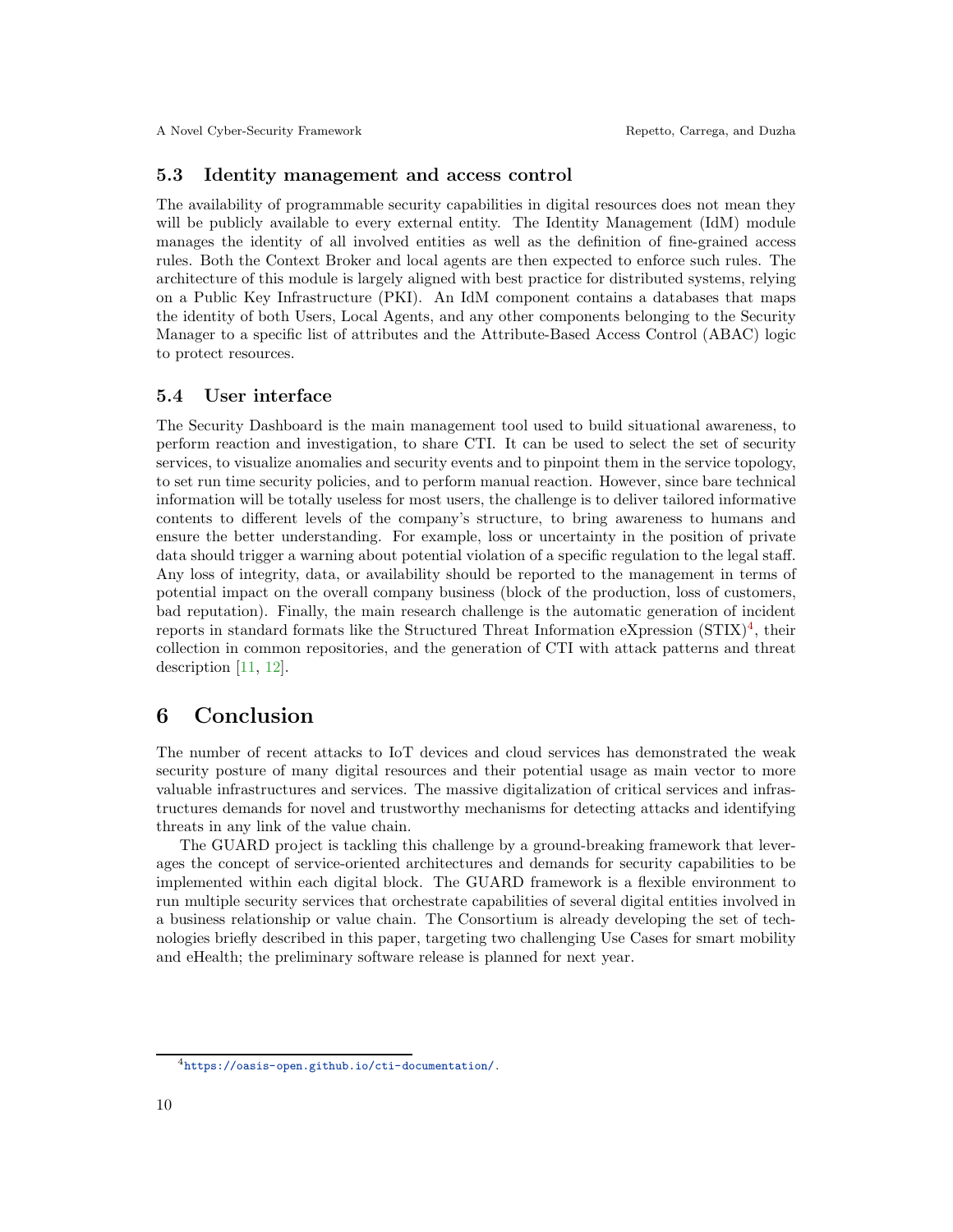### 5.3 Identity management and access control

The availability of programmable security capabilities in digital resources does not mean they will be publicly available to every external entity. The Identity Management (IdM) module manages the identity of all involved entities as well as the definition of fine-grained access rules. Both the Context Broker and local agents are then expected to enforce such rules. The architecture of this module is largely aligned with best practice for distributed systems, relying on a Public Key Infrastructure (PKI). An IdM component contains a databases that maps the identity of both Users, Local Agents, and any other components belonging to the Security Manager to a specific list of attributes and the Attribute-Based Access Control (ABAC) logic to protect resources.

### 5.4 User interface

The Security Dashboard is the main management tool used to build situational awareness, to perform reaction and investigation, to share CTI. It can be used to select the set of security services, to visualize anomalies and security events and to pinpoint them in the service topology, to set run time security policies, and to perform manual reaction. However, since bare technical information will be totally useless for most users, the challenge is to deliver tailored informative contents to different levels of the company's structure, to bring awareness to humans and ensure the better understanding. For example, loss or uncertainty in the position of private data should trigger a warning about potential violation of a specific regulation to the legal staff. Any loss of integrity, data, or availability should be reported to the management in terms of potential impact on the overall company business (block of the production, loss of customers, bad reputation). Finally, the main research challenge is the automatic generation of incident reports in standard formats like the Structured Threat Information eXpression (STIX)[4], their collection in common repositories, and the generation of CTI with attack patterns and threat description [11, 12].

## 6 Conclusion

The number of recent attacks to IoT devices and cloud services has demonstrated the weak security posture of many digital resources and their potential usage as main vector to more valuable infrastructures and services. The massive digitalization of critical services and infrastructures demands for novel and trustworthy mechanisms for detecting attacks and identifying threats in any link of the value chain.

The GUARD project is tackling this challenge by a ground-breaking framework that leverages the concept of service-oriented architectures and demands for security capabilities to be implemented within each digital block. The GUARD framework is a flexible environment to run multiple security services that orchestrate capabilities of several digital entities involved in a business relationship or value chain. The Consortium is already developing the set of technologies briefly described in this paper, targeting two challenging Use Cases for smart mobility and eHealth; the preliminary software release is planned for next year.

[4] https://oasis-open.github.io/cti-documentation/.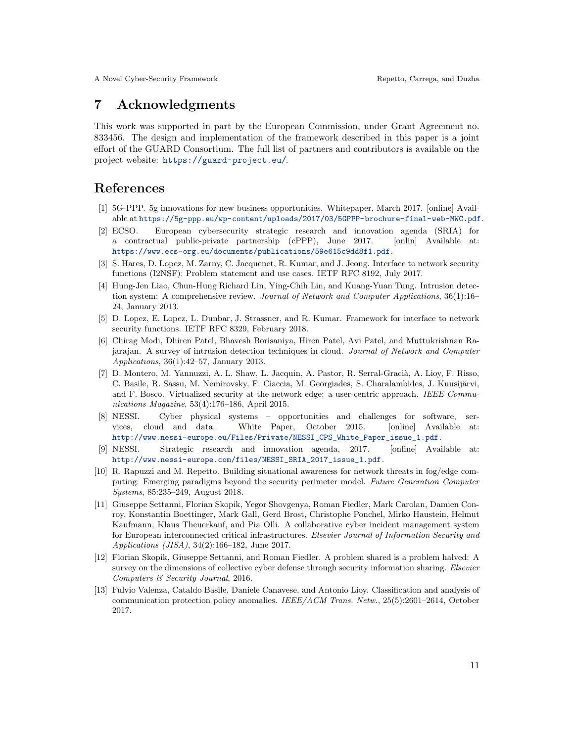# 7 Acknowledgments

This work was supported in part by the European Commission, under Grant Agreement no. 833456. The design and implementation of the framework described in this paper is a joint effort of the GUARD Consortium. The full list of partners and contributors is available on the project website: https://guard-project.eu/.

# References

[1] 5G-PPP. 5g innovations for new business opportunities. Whitepaper, March 2017. [online] Available at https://5g-ppp.eu/wp-content/uploads/2017/03/5GPPP-brochure-final-web-MWC.pdf.

[2] ECSO. European cybersecurity strategic research and innovation agenda (SRIA) for a contractual public-private partnership (cPPP), June 2017. [onlin] Available at: https://www.ecs-org.eu/documents/publications/59e615c9dd8f1.pdf.

[3] S. Hares, D. Lopez, M. Zarny, C. Jacquenet, R. Kumar, and J. Jeong. Interface to network security functions (I2NSF): Problem statement and use cases. IETF RFC 8192, July 2017.

[4] Hung-Jen Liao, Chun-Hung Richard Lin, Ying-Chih Lin, and Kuang-Yuan Tung. Intrusion detection system: A comprehensive review. *Journal of Network and Computer Applications*, 36(1):16–24, January 2013.

[5] D. Lopez, E. Lopez, L. Dunbar, J. Strassner, and R. Kumar. Framework for interface to network security functions. IETF RFC 8329, February 2018.

[6] Chirag Modi, Dhiren Patel, Bhavesh Borisaniya, Hiren Patel, Avi Patel, and Muttukrishnan Rajarajan. A survey of intrusion detection techniques in cloud. *Journal of Network and Computer Applications*, 36(1):42–57, January 2013.

[7] D. Montero, M. Yannuzzi, A. L. Shaw, L. Jacquin, A. Pastor, R. Serral-Gracià, A. Lioy, F. Risso, C. Basile, R. Sassu, M. Nemirovsky, F. Ciaccia, M. Georgiades, S. Charalambides, J. Kuusijärvi, and F. Bosco. Virtualized security at the network edge: a user-centric approach. *IEEE Communications Magazine*, 53(4):176–186, April 2015.

[8] NESSI. Cyber physical systems – opportunities and challenges for software, services, cloud and data. White Paper, October 2015. [online] Available at: http://www.nessi-europe.eu/Files/Private/NESSI_CPS_White_Paper_issue_1.pdf.

[9] NESSI. Strategic research and innovation agenda, 2017. [online] Available at: http://www.nessi-europe.com/files/NESSI_SRIA_2017_issue_1.pdf.

[10] R. Rapuzzi and M. Repetto. Building situational awareness for network threats in fog/edge computing: Emerging paradigms beyond the security perimeter model. *Future Generation Computer Systems*, 85:235–249, August 2018.

[11] Giuseppe Settanni, Florian Skopik, Yegor Shovgenya, Roman Fiedler, Mark Carolan, Damien Conroy, Konstantin Boettinger, Mark Gall, Gerd Brost, Christophe Ponchel, Mirko Haustein, Helmut Kaufmann, Klaus Theuerkauf, and Pia Olli. A collaborative cyber incident management system for European interconnected critical infrastructures. *Elsevier Journal of Information Security and Applications (JISA)*, 34(2):166–182, June 2017.

[12] Florian Skopik, Giuseppe Settanni, and Roman Fiedler. A problem shared is a problem halved: A survey on the dimensions of collective cyber defense through security information sharing. *Elsevier Computers & Security Journal*, 2016.

[13] Fulvio Valenza, Cataldo Basile, Daniele Canavese, and Antonio Lioy. Classification and analysis of communication protection policy anomalies. *IEEE/ACM Trans. Netw.*, 25(5):2601–2614, October 2017.